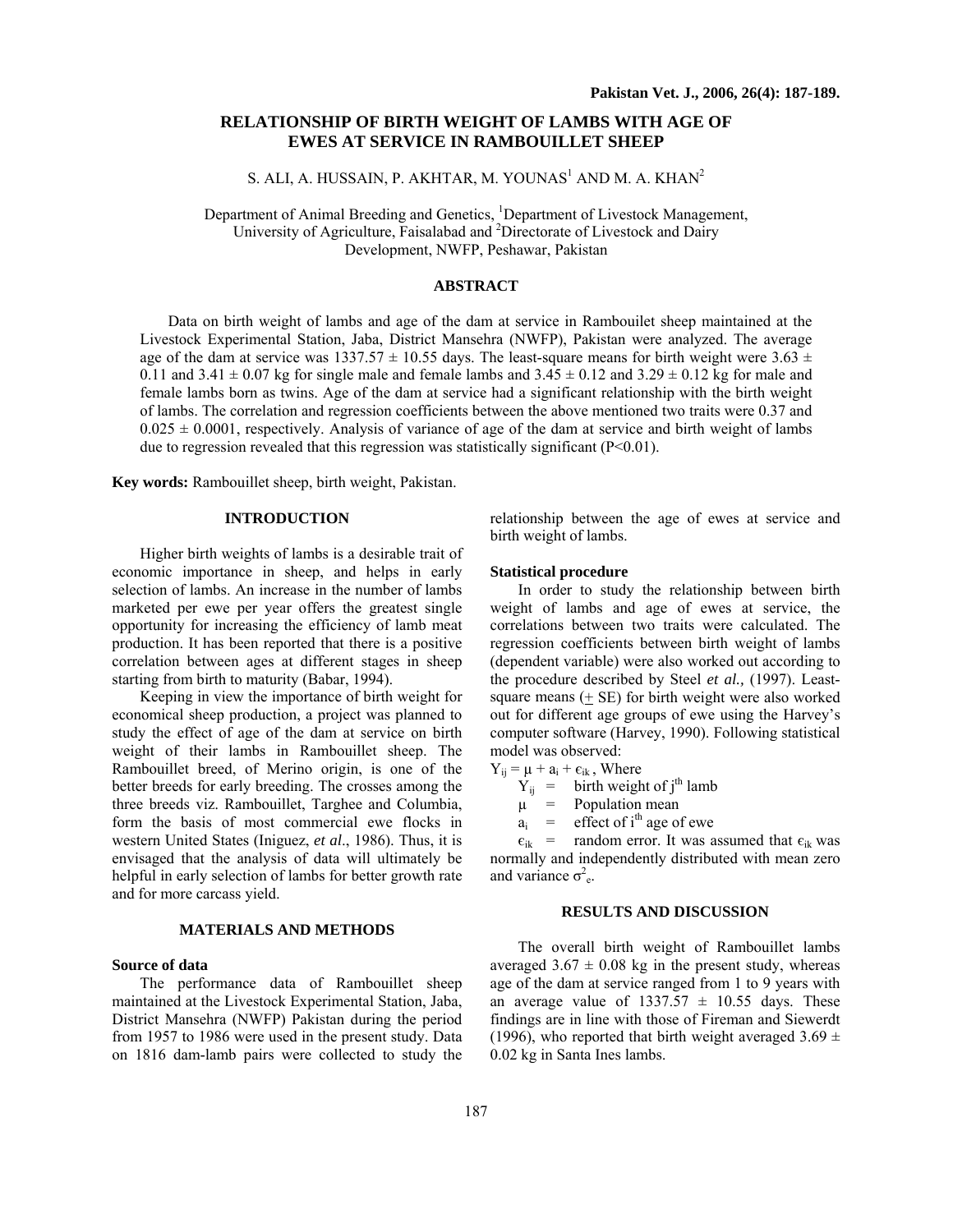# RELATIONSHIP OF BIRTH WEIGHT OF LAMBS WITH AGE OF EWES AT SERVICE IN RAMBOUILLET SHEEP

S. ALI, A. HUSSAIN, P. AKHTAR, M. YOUNAS[1] AND M. A. KHAN[2]

Department of Animal Breeding and Genetics, [1]Department of Livestock Management, University of Agriculture, Faisalabad and [2]Directorate of Livestock and Dairy Development, NWFP, Peshawar, Pakistan

## ABSTRACT

Data on birth weight of lambs and age of the dam at service in Rambouilet sheep maintained at the Livestock Experimental Station, Jaba, District Mansehra (NWFP), Pakistan were analyzed. The average age of the dam at service was 1337.57 ± 10.55 days. The least-square means for birth weight were 3.63 ± 0.11 and 3.41 ± 0.07 kg for single male and female lambs and 3.45 ± 0.12 and 3.29 ± 0.12 kg for male and female lambs born as twins. Age of the dam at service had a significant relationship with the birth weight of lambs. The correlation and regression coefficients between the above mentioned two traits were 0.37 and 0.025 ± 0.0001, respectively. Analysis of variance of age of the dam at service and birth weight of lambs due to regression revealed that this regression was statistically significant ($P<0.01$).

**Key words:** Rambouillet sheep, birth weight, Pakistan.

## INTRODUCTION

Higher birth weights of lambs is a desirable trait of economic importance in sheep, and helps in early selection of lambs. An increase in the number of lambs marketed per ewe per year offers the greatest single opportunity for increasing the efficiency of lamb meat production. It has been reported that there is a positive correlation between ages at different stages in sheep starting from birth to maturity (Babar, 1994).

Keeping in view the importance of birth weight for economical sheep production, a project was planned to study the effect of age of the dam at service on birth weight of their lambs in Rambouillet sheep. The Rambouillet breed, of Merino origin, is one of the better breeds for early breeding. The crosses among the three breeds viz. Rambouillet, Targhee and Columbia, form the basis of most commercial ewe flocks in western United States (Iniguez, *et al*., 1986). Thus, it is envisaged that the analysis of data will ultimately be helpful in early selection of lambs for better growth rate and for more carcass yield.

## MATERIALS AND METHODS

### Source of data

The performance data of Rambouillet sheep maintained at the Livestock Experimental Station, Jaba, District Mansehra (NWFP) Pakistan during the period from 1957 to 1986 were used in the present study. Data on 1816 dam-lamb pairs were collected to study the relationship between the age of ewes at service and birth weight of lambs.

### Statistical procedure

In order to study the relationship between birth weight of lambs and age of ewes at service, the correlations between two traits were calculated. The regression coefficients between birth weight of lambs (dependent variable) were also worked out according to the procedure described by Steel *et al.,* (1997). Least-square means (± SE) for birth weight were also worked out for different age groups of ewe using the Harvey's computer software (Harvey, 1990). Following statistical model was observed:

$Y_{ij} = \mu + a_i + \epsilon_{ik}$ , Where

$Y_{ij}$ = birth weight of $j^{th}$ lamb

$\mu$ = Population mean

$a_i$ = effect of $i^{th}$ age of ewe

$\epsilon_{ik}$ = random error. It was assumed that $\epsilon_{ik}$ was normally and independently distributed with mean zero and variance $\sigma^2_e$.

## RESULTS AND DISCUSSION

The overall birth weight of Rambouillet lambs averaged 3.67 ± 0.08 kg in the present study, whereas age of the dam at service ranged from 1 to 9 years with an average value of 1337.57 ± 10.55 days. These findings are in line with those of Fireman and Siewerdt (1996), who reported that birth weight averaged 3.69 ± 0.02 kg in Santa Ines lambs.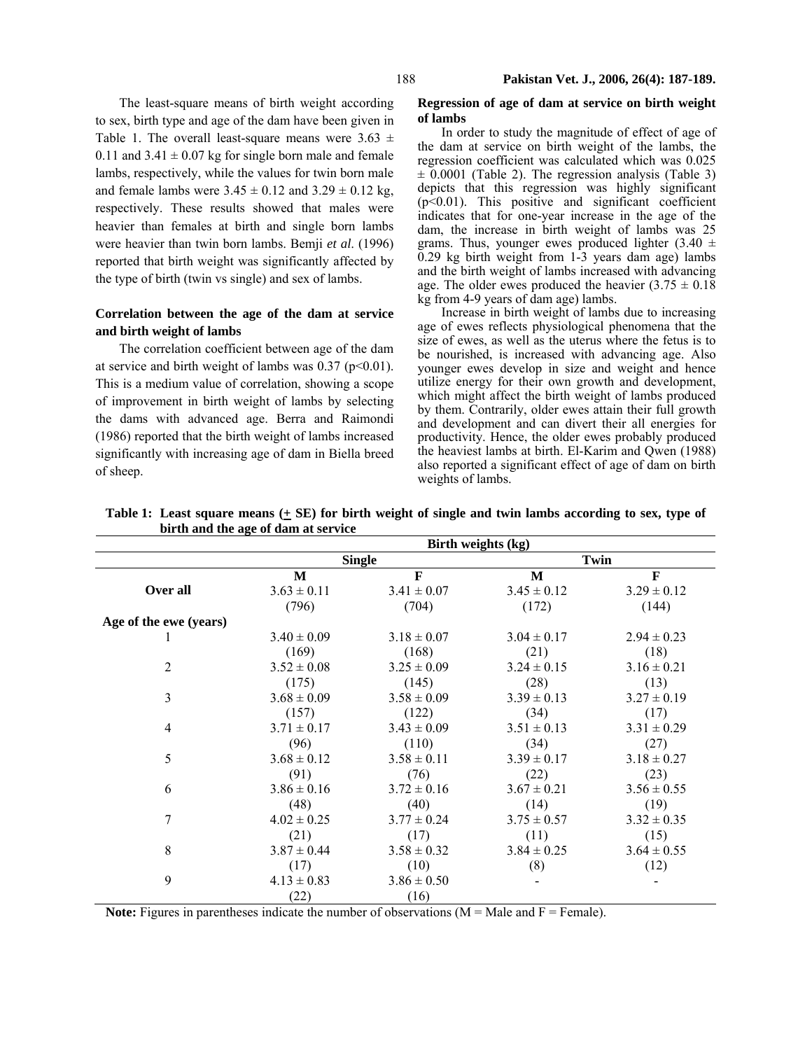The least-square means of birth weight according to sex, birth type and age of the dam have been given in Table 1. The overall least-square means were 3.63 ± 0.11 and 3.41 ± 0.07 kg for single born male and female lambs, respectively, while the values for twin born male and female lambs were 3.45 ± 0.12 and 3.29 ± 0.12 kg, respectively. These results showed that males were heavier than females at birth and single born lambs were heavier than twin born lambs. Bemji *et al*. (1996) reported that birth weight was significantly affected by the type of birth (twin vs single) and sex of lambs.

### Correlation between the age of the dam at service and birth weight of lambs

The correlation coefficient between age of the dam at service and birth weight of lambs was 0.37 ($p<0.01$). This is a medium value of correlation, showing a scope of improvement in birth weight of lambs by selecting the dams with advanced age. Berra and Raimondi (1986) reported that the birth weight of lambs increased significantly with increasing age of dam in Biella breed of sheep.

### Regression of age of dam at service on birth weight of lambs

In order to study the magnitude of effect of age of the dam at service on birth weight of the lambs, the regression coefficient was calculated which was 0.025 ± 0.0001 (Table 2). The regression analysis (Table 3) depicts that this regression was highly significant ($p<0.01$). This positive and significant coefficient indicates that for one-year increase in the age of the dam, the increase in birth weight of lambs was 25 grams. Thus, younger ewes produced lighter (3.40 ± 0.29 kg birth weight from 1-3 years dam age) lambs and the birth weight of lambs increased with advancing age. The older ewes produced the heavier (3.75 ± 0.18 kg from 4-9 years of dam age) lambs.

Increase in birth weight of lambs due to increasing age of ewes reflects physiological phenomena that the size of ewes, as well as the uterus where the fetus is to be nourished, is increased with advancing age. Also younger ewes develop in size and weight and hence utilize energy for their own growth and development, which might affect the birth weight of lambs produced by them. Contrarily, older ewes attain their full growth and development and can divert their all energies for productivity. Hence, the older ewes probably produced the heaviest lambs at birth. El-Karim and Qwen (1988) also reported a significant effect of age of dam on birth weights of lambs.

**Table 1: Least square means (± SE) for birth weight of single and twin lambs according to sex, type of birth and the age of dam at service**

| | Birth weights (kg) | | | |
|---|---|---|---|---|
| | Single | | Twin | |
| | M | F | M | F |
| **Over all** | 3.63 ± 0.11 (796) | 3.41 ± 0.07 (704) | 3.45 ± 0.12 (172) | 3.29 ± 0.12 (144) |
| **Age of the ewe (years)** | | | | |
| 1 | 3.40 ± 0.09 (169) | 3.18 ± 0.07 (168) | 3.04 ± 0.17 (21) | 2.94 ± 0.23 (18) |
| 2 | 3.52 ± 0.08 (175) | 3.25 ± 0.09 (145) | 3.24 ± 0.15 (28) | 3.16 ± 0.21 (13) |
| 3 | 3.68 ± 0.09 (157) | 3.58 ± 0.09 (122) | 3.39 ± 0.13 (34) | 3.27 ± 0.19 (17) |
| 4 | 3.71 ± 0.17 (96) | 3.43 ± 0.09 (110) | 3.51 ± 0.13 (34) | 3.31 ± 0.29 (27) |
| 5 | 3.68 ± 0.12 (91) | 3.58 ± 0.11 (76) | 3.39 ± 0.17 (22) | 3.18 ± 0.27 (23) |
| 6 | 3.86 ± 0.16 (48) | 3.72 ± 0.16 (40) | 3.67 ± 0.21 (14) | 3.56 ± 0.55 (19) |
| 7 | 4.02 ± 0.25 (21) | 3.77 ± 0.24 (17) | 3.75 ± 0.57 (11) | 3.32 ± 0.35 (15) |
| 8 | 3.87 ± 0.44 (17) | 3.58 ± 0.32 (10) | 3.84 ± 0.25 (8) | 3.64 ± 0.55 (12) |
| 9 | 4.13 ± 0.83 (22) | 3.86 ± 0.50 (16) | - | - |

**Note:** Figures in parentheses indicate the number of observations (M = Male and F = Female).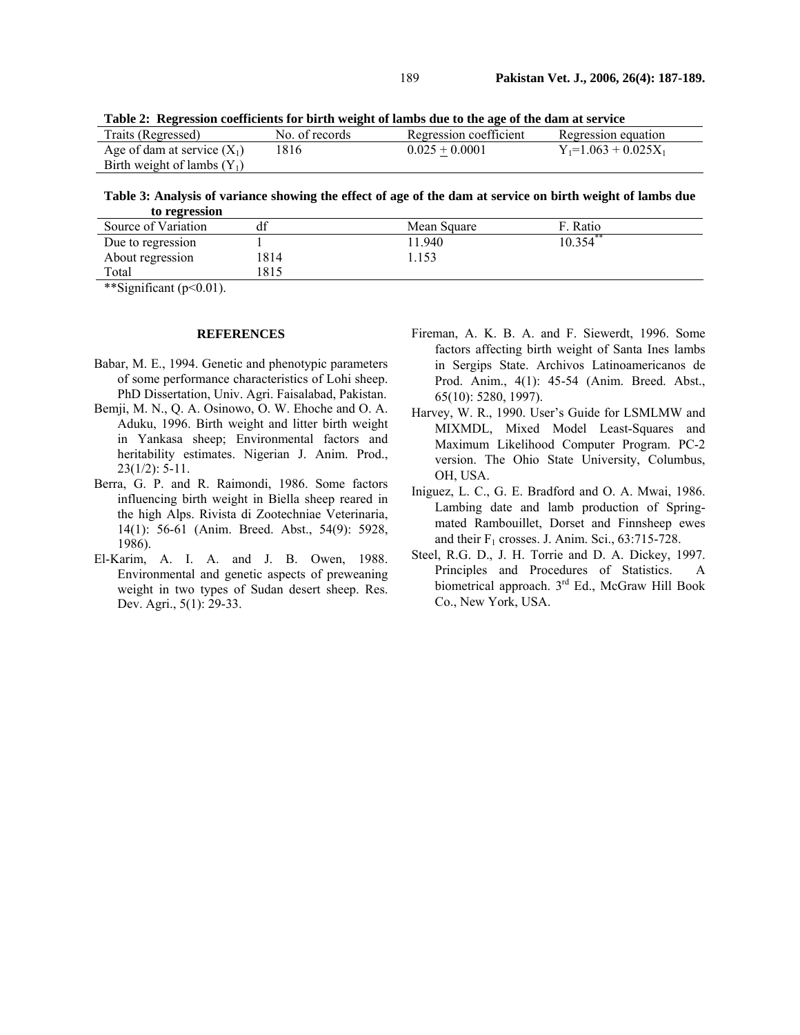**Table 2: Regression coefficients for birth weight of lambs due to the age of the dam at service**

| Traits (Regressed) | No. of records | Regression coefficient | Regression equation |
|---|---|---|---|
| Age of dam at service ($X_1$)<br>Birth weight of lambs ($Y_1$) | 1816 | $0.025 \pm 0.0001$ | $Y_1 = 1.063 + 0.025X_1$ |

**Table 3: Analysis of variance showing the effect of age of the dam at service on birth weight of lambs due to regression**

| Source of Variation | df | Mean Square | F. Ratio |
|---|---|---|---|
| Due to regression | 1 | 11.940 | 10.354** |
| About regression | 1814 | 1.153 | |
| Total | 1815 | | |

**Significant ($p<0.01$).

## REFERENCES

Babar, M. E., 1994. Genetic and phenotypic parameters of some performance characteristics of Lohi sheep. PhD Dissertation, Univ. Agri. Faisalabad, Pakistan.

Bemji, M. N., Q. A. Osinowo, O. W. Ehoche and O. A. Aduku, 1996. Birth weight and litter birth weight in Yankasa sheep; Environmental factors and heritability estimates. Nigerian J. Anim. Prod., 23(1/2): 5-11.

Berra, G. P. and R. Raimondi, 1986. Some factors influencing birth weight in Biella sheep reared in the high Alps. Rivista di Zootechniae Veterinaria, 14(1): 56-61 (Anim. Breed. Abst., 54(9): 5928, 1986).

El-Karim, A. I. A. and J. B. Owen, 1988. Environmental and genetic aspects of preweaning weight in two types of Sudan desert sheep. Res. Dev. Agri., 5(1): 29-33.

Fireman, A. K. B. A. and F. Siewerdt, 1996. Some factors affecting birth weight of Santa Ines lambs in Sergips State. Archivos Latinoamericanos de Prod. Anim., 4(1): 45-54 (Anim. Breed. Abst., 65(10): 5280, 1997).

Harvey, W. R., 1990. User's Guide for LSMLMW and MIXMDL, Mixed Model Least-Squares and Maximum Likelihood Computer Program. PC-2 version. The Ohio State University, Columbus, OH, USA.

Iniguez, L. C., G. E. Bradford and O. A. Mwai, 1986. Lambing date and lamb production of Spring-mated Rambouillet, Dorset and Finnsheep ewes and their $F_1$ crosses. J. Anim. Sci., 63:715-728.

Steel, R.G. D., J. H. Torrie and D. A. Dickey, 1997. Principles and Procedures of Statistics. A biometrical approach. 3rd Ed., McGraw Hill Book Co., New York, USA.